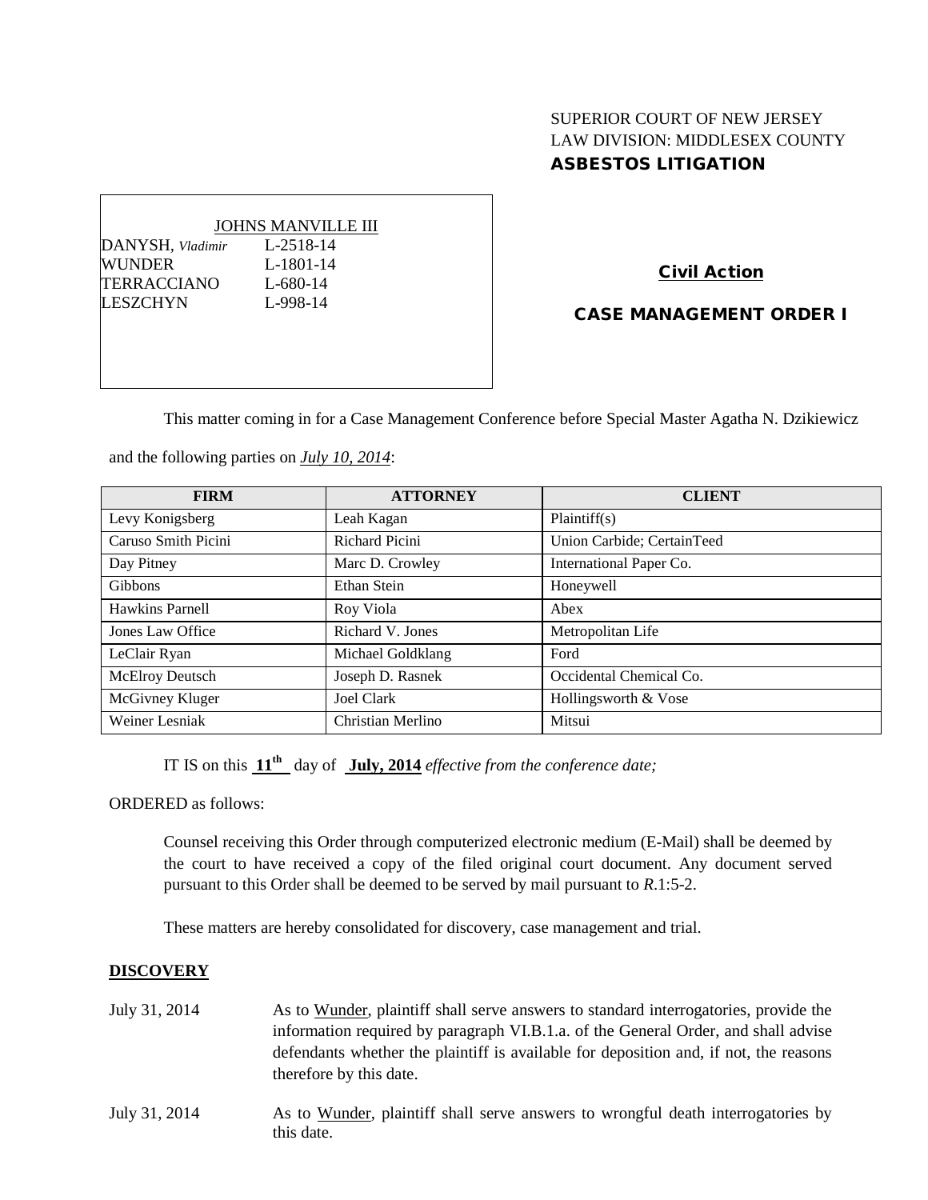SUPERIOR COURT OF NEW JERSEY
LAW DIVISION: MIDDLESEX COUNTY
**ASBESTOS LITIGATION**

JOHNS MANVILLE III

DANYSH, *Vladimir* L-2518-14
WUNDER L-1801-14
TERRACCIANO L-680-14
LESZCHYN L-998-14

**Civil Action**

**CASE MANAGEMENT ORDER I**

This matter coming in for a Case Management Conference before Special Master Agatha N. Dzikiewicz and the following parties on *July 10, 2014*:

| FIRM | ATTORNEY | CLIENT |
|---|---|---|
| Levy Konigsberg | Leah Kagan | Plaintiff(s) |
| Caruso Smith Picini | Richard Picini | Union Carbide; CertainTeed |
| Day Pitney | Marc D. Crowley | International Paper Co. |
| Gibbons | Ethan Stein | Honeywell |
| Hawkins Parnell | Roy Viola | Abex |
| Jones Law Office | Richard V. Jones | Metropolitan Life |
| LeClair Ryan | Michael Goldklang | Ford |
| McElroy Deutsch | Joseph D. Rasnek | Occidental Chemical Co. |
| McGivney Kluger | Joel Clark | Hollingsworth & Vose |
| Weiner Lesniak | Christian Merlino | Mitsui |

IT IS on this **11th** day of **July, 2014** *effective from the conference date;*

ORDERED as follows:

Counsel receiving this Order through computerized electronic medium (E-Mail) shall be deemed by the court to have received a copy of the filed original court document. Any document served pursuant to this Order shall be deemed to be served by mail pursuant to *R*.1:5-2.

These matters are hereby consolidated for discovery, case management and trial.

**DISCOVERY**

July 31, 2014 As to Wunder, plaintiff shall serve answers to standard interrogatories, provide the information required by paragraph VI.B.1.a. of the General Order, and shall advise defendants whether the plaintiff is available for deposition and, if not, the reasons therefore by this date.

July 31, 2014 As to Wunder, plaintiff shall serve answers to wrongful death interrogatories by this date.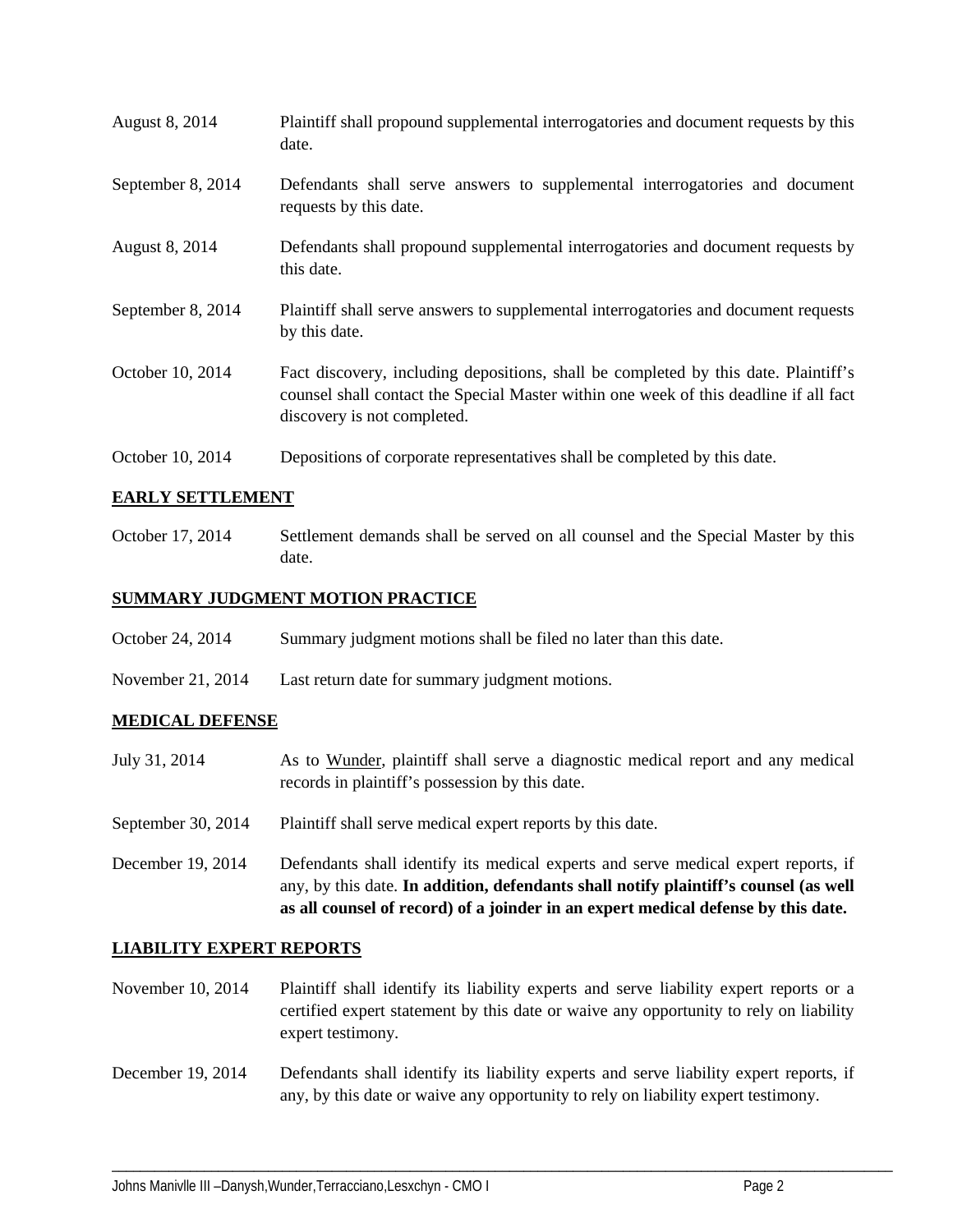| | |
|---|---|
| August 8, 2014 | Plaintiff shall propound supplemental interrogatories and document requests by this date. |
| September 8, 2014 | Defendants shall serve answers to supplemental interrogatories and document requests by this date. |
| August 8, 2014 | Defendants shall propound supplemental interrogatories and document requests by this date. |
| September 8, 2014 | Plaintiff shall serve answers to supplemental interrogatories and document requests by this date. |
| October 10, 2014 | Fact discovery, including depositions, shall be completed by this date. Plaintiff's counsel shall contact the Special Master within one week of this deadline if all fact discovery is not completed. |
| October 10, 2014 | Depositions of corporate representatives shall be completed by this date. |

**EARLY SETTLEMENT**

| | |
|---|---|
| October 17, 2014 | Settlement demands shall be served on all counsel and the Special Master by this date. |

**SUMMARY JUDGMENT MOTION PRACTICE**

| | |
|---|---|
| October 24, 2014 | Summary judgment motions shall be filed no later than this date. |
| November 21, 2014 | Last return date for summary judgment motions. |

**MEDICAL DEFENSE**

| | |
|---|---|
| July 31, 2014 | As to Wunder, plaintiff shall serve a diagnostic medical report and any medical records in plaintiff's possession by this date. |
| September 30, 2014 | Plaintiff shall serve medical expert reports by this date. |
| December 19, 2014 | Defendants shall identify its medical experts and serve medical expert reports, if any, by this date. **In addition, defendants shall notify plaintiff's counsel (as well as all counsel of record) of a joinder in an expert medical defense by this date.** |

**LIABILITY EXPERT REPORTS**

| | |
|---|---|
| November 10, 2014 | Plaintiff shall identify its liability experts and serve liability expert reports or a certified expert statement by this date or waive any opportunity to rely on liability expert testimony. |
| December 19, 2014 | Defendants shall identify its liability experts and serve liability expert reports, if any, by this date or waive any opportunity to rely on liability expert testimony. |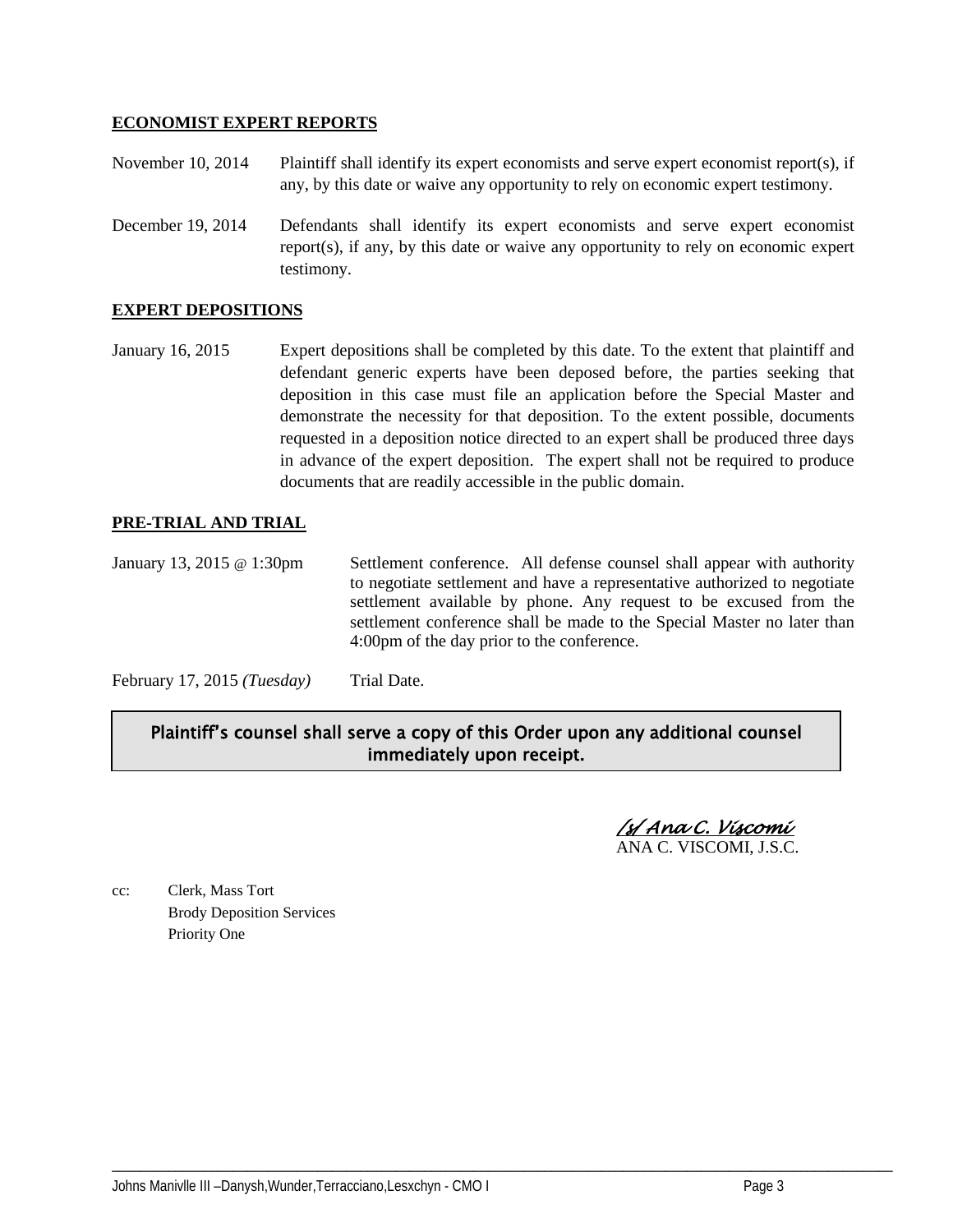**ECONOMIST EXPERT REPORTS**

| | |
|---|---|
| November 10, 2014 | Plaintiff shall identify its expert economists and serve expert economist report(s), if any, by this date or waive any opportunity to rely on economic expert testimony. |
| December 19, 2014 | Defendants shall identify its expert economists and serve expert economist report(s), if any, by this date or waive any opportunity to rely on economic expert testimony. |

**EXPERT DEPOSITIONS**

| | |
|---|---|
| January 16, 2015 | Expert depositions shall be completed by this date. To the extent that plaintiff and defendant generic experts have been deposed before, the parties seeking that deposition in this case must file an application before the Special Master and demonstrate the necessity for that deposition. To the extent possible, documents requested in a deposition notice directed to an expert shall be produced three days in advance of the expert deposition. The expert shall not be required to produce documents that are readily accessible in the public domain. |

**PRE-TRIAL AND TRIAL**

| | |
|---|---|
| January 13, 2015 @ 1:30pm | Settlement conference. All defense counsel shall appear with authority to negotiate settlement and have a representative authorized to negotiate settlement available by phone. Any request to be excused from the settlement conference shall be made to the Special Master no later than 4:00pm of the day prior to the conference. |
| February 17, 2015 *(Tuesday)* | Trial Date. |

**Plaintiff's counsel shall serve a copy of this Order upon any additional counsel immediately upon receipt.**

*/s/ Ana C. Viscomi*
ANA C. VISCOMI, J.S.C.

cc: Clerk, Mass Tort
Brody Deposition Services
Priority One

Johns Manivlle III –Danysh,Wunder,Terracciano,Lesxchyn - CMO I